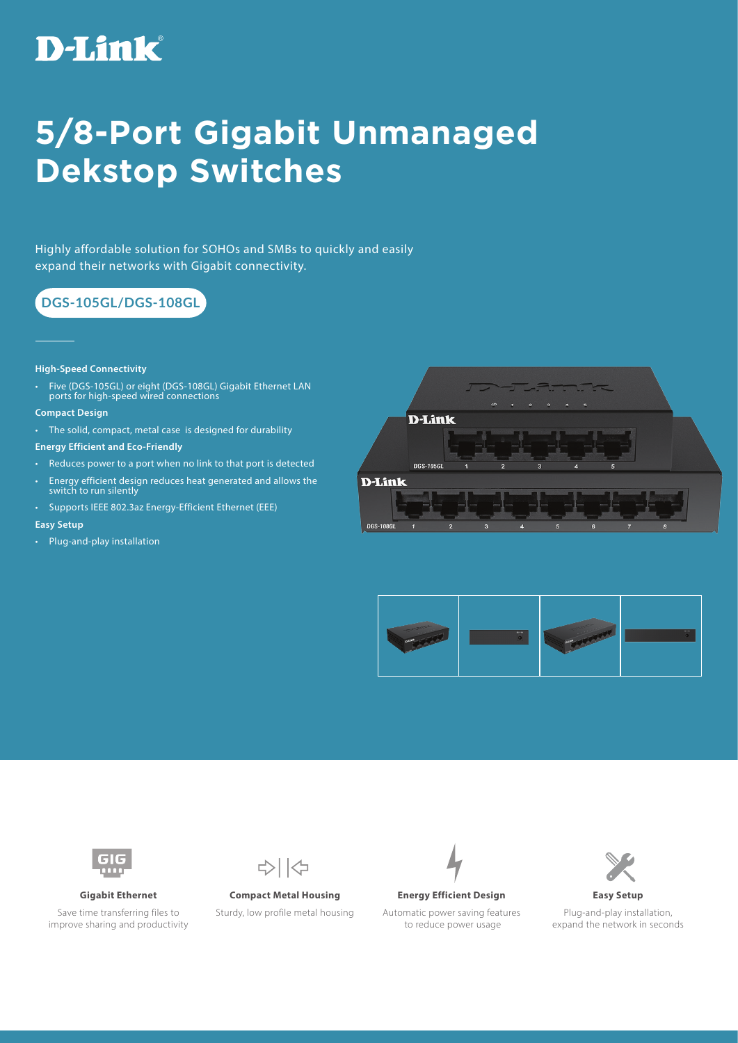D-Link

# 5/8-Port Gigabit Unmanaged Dekstop Switches

Highly affordable solution for SOHOs and SMBs to quickly and easily expand their networks with Gigabit connectivity.

**DGS-105GL/DGS-108GL**

**High-Speed Connectivity**

- Five (DGS-105GL) or eight (DGS-108GL) Gigabit Ethernet LAN ports for high-speed wired connections

**Compact Design**

- The solid, compact, metal case is designed for durability

**Energy Efficient and Eco-Friendly**

- Reduces power to a port when no link to that port is detected
- Energy efficient design reduces heat generated and allows the switch to run silently
- Supports IEEE 802.3az Energy-Efficient Ethernet (EEE)

**Easy Setup**

- Plug-and-play installation

**Gigabit Ethernet**

Save time transferring files to improve sharing and productivity

**Compact Metal Housing**

Sturdy, low profile metal housing

**Energy Efficient Design**

Automatic power saving features to reduce power usage

**Easy Setup**

Plug-and-play installation, expand the network in seconds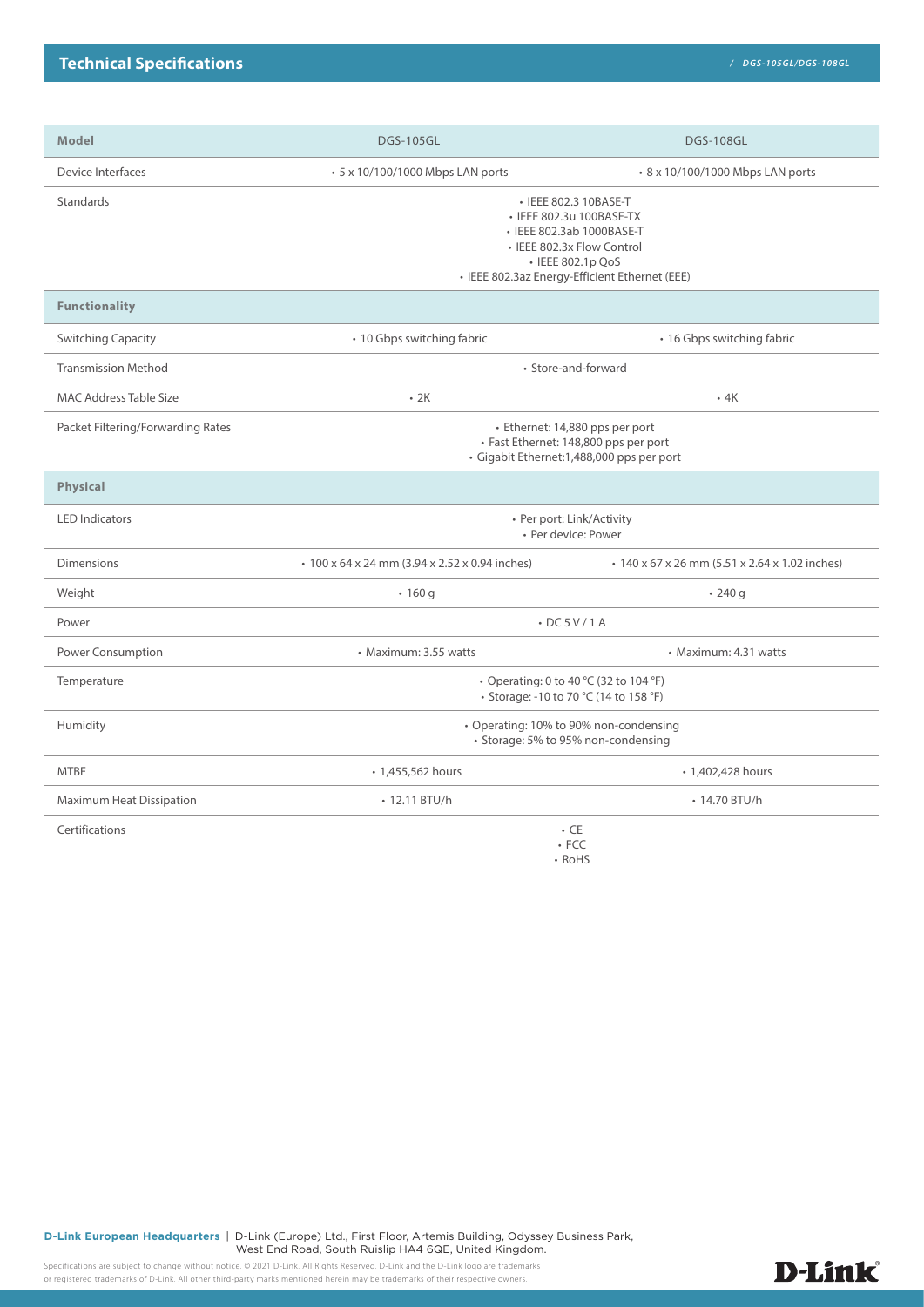## Technical Specifications

| Model | DGS-105GL | DGS-108GL |
|---|---|---|
| Device Interfaces | • 5 x 10/100/1000 Mbps LAN ports | • 8 x 10/100/1000 Mbps LAN ports |
| Standards | • IEEE 802.3 10BASE-T<br>• IEEE 802.3u 100BASE-TX<br>• IEEE 802.3ab 1000BASE-T<br>• IEEE 802.3x Flow Control<br>• IEEE 802.1p QoS<br>• IEEE 802.3az Energy-Efficient Ethernet (EEE) | |
| **Functionality** | | |
| Switching Capacity | • 10 Gbps switching fabric | • 16 Gbps switching fabric |
| Transmission Method | • Store-and-forward | |
| MAC Address Table Size | • 2K | • 4K |
| Packet Filtering/Forwarding Rates | • Ethernet: 14,880 pps per port<br>• Fast Ethernet: 148,800 pps per port<br>• Gigabit Ethernet:1,488,000 pps per port | |
| **Physical** | | |
| LED Indicators | • Per port: Link/Activity<br>• Per device: Power | |
| Dimensions | • 100 x 64 x 24 mm (3.94 x 2.52 x 0.94 inches) | • 140 x 67 x 26 mm (5.51 x 2.64 x 1.02 inches) |
| Weight | • 160 g | • 240 g |
| Power | • DC 5 V / 1 A | |
| Power Consumption | • Maximum: 3.55 watts | • Maximum: 4.31 watts |
| Temperature | • Operating: 0 to 40 °C (32 to 104 °F)<br>• Storage: -10 to 70 °C (14 to 158 °F) | |
| Humidity | • Operating: 10% to 90% non-condensing<br>• Storage: 5% to 95% non-condensing | |
| MTBF | • 1,455,562 hours | • 1,402,428 hours |
| Maximum Heat Dissipation | • 12.11 BTU/h | • 14.70 BTU/h |
| Certifications | • CE<br>• FCC<br>• RoHS | |

**D-Link European Headquarters** | D-Link (Europe) Ltd., First Floor, Artemis Building, Odyssey Business Park, West End Road, South Ruislip HA4 6QE, United Kingdom.

Specifications are subject to change without notice. © 2021 D-Link. All Rights Reserved. D-Link and the D-Link logo are trademarks or registered trademarks of D-Link. All other third-party marks mentioned herein may be trademarks of their respective owners.